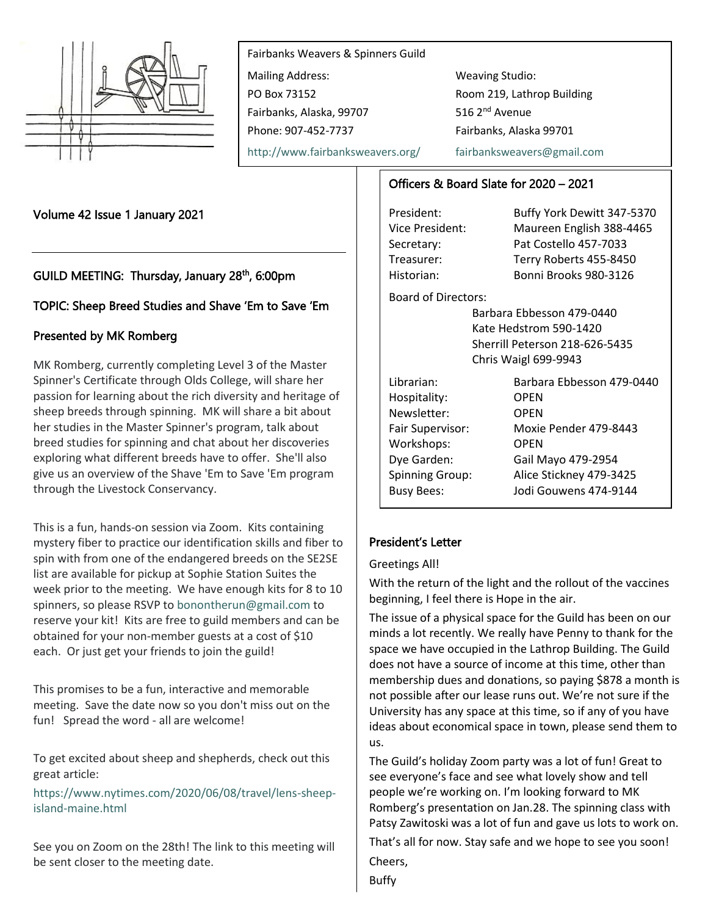Fairbanks Weavers & Spinners Guild

Mailing Address:
PO Box 73152
Fairbanks, Alaska, 99707
Phone: 907-452-7737

Weaving Studio:
Room 219, Lathrop Building
516 2nd Avenue
Fairbanks, Alaska 99701

http://www.fairbanksweavers.org/

fairbanksweavers@gmail.com

Volume 42 Issue 1 January 2021

## GUILD MEETING: Thursday, January 28th, 6:00pm

## TOPIC: Sheep Breed Studies and Shave 'Em to Save 'Em

### Presented by MK Romberg

MK Romberg, currently completing Level 3 of the Master Spinner's Certificate through Olds College, will share her passion for learning about the rich diversity and heritage of sheep breeds through spinning. MK will share a bit about her studies in the Master Spinner's program, talk about breed studies for spinning and chat about her discoveries exploring what different breeds have to offer. She'll also give us an overview of the Shave 'Em to Save 'Em program through the Livestock Conservancy.

This is a fun, hands-on session via Zoom. Kits containing mystery fiber to practice our identification skills and fiber to spin with from one of the endangered breeds on the SE2SE list are available for pickup at Sophie Station Suites the week prior to the meeting. We have enough kits for 8 to 10 spinners, so please RSVP to bonontherun@gmail.com to reserve your kit! Kits are free to guild members and can be obtained for your non-member guests at a cost of $10 each. Or just get your friends to join the guild!

This promises to be a fun, interactive and memorable meeting. Save the date now so you don't miss out on the fun! Spread the word - all are welcome!

To get excited about sheep and shepherds, check out this great article:

https://www.nytimes.com/2020/06/08/travel/lens-sheep-island-maine.html

See you on Zoom on the 28th! The link to this meeting will be sent closer to the meeting date.

## Officers & Board Slate for 2020 – 2021

| | |
|---|---|
| President: | Buffy York Dewitt 347-5370 |
| Vice President: | Maureen English 388-4465 |
| Secretary: | Pat Costello 457-7033 |
| Treasurer: | Terry Roberts 455-8450 |
| Historian: | Bonni Brooks 980-3126 |

Board of Directors:

Barbara Ebbesson 479-0440
Kate Hedstrom 590-1420
Sherrill Peterson 218-626-5435
Chris Waigl 699-9943

| | |
|---|---|
| Librarian: | Barbara Ebbesson 479-0440 |
| Hospitality: | OPEN |
| Newsletter: | OPEN |
| Fair Supervisor: | Moxie Pender 479-8443 |
| Workshops: | OPEN |
| Dye Garden: | Gail Mayo 479-2954 |
| Spinning Group: | Alice Stickney 479-3425 |
| Busy Bees: | Jodi Gouwens 474-9144 |

## President's Letter

Greetings All!

With the return of the light and the rollout of the vaccines beginning, I feel there is Hope in the air.

The issue of a physical space for the Guild has been on our minds a lot recently. We really have Penny to thank for the space we have occupied in the Lathrop Building. The Guild does not have a source of income at this time, other than membership dues and donations, so paying $878 a month is not possible after our lease runs out. We're not sure if the University has any space at this time, so if any of you have ideas about economical space in town, please send them to us.

The Guild's holiday Zoom party was a lot of fun! Great to see everyone's face and see what lovely show and tell people we're working on. I'm looking forward to MK Romberg's presentation on Jan.28. The spinning class with Patsy Zawitoski was a lot of fun and gave us lots to work on.

That's all for now. Stay safe and we hope to see you soon!

Cheers,

Buffy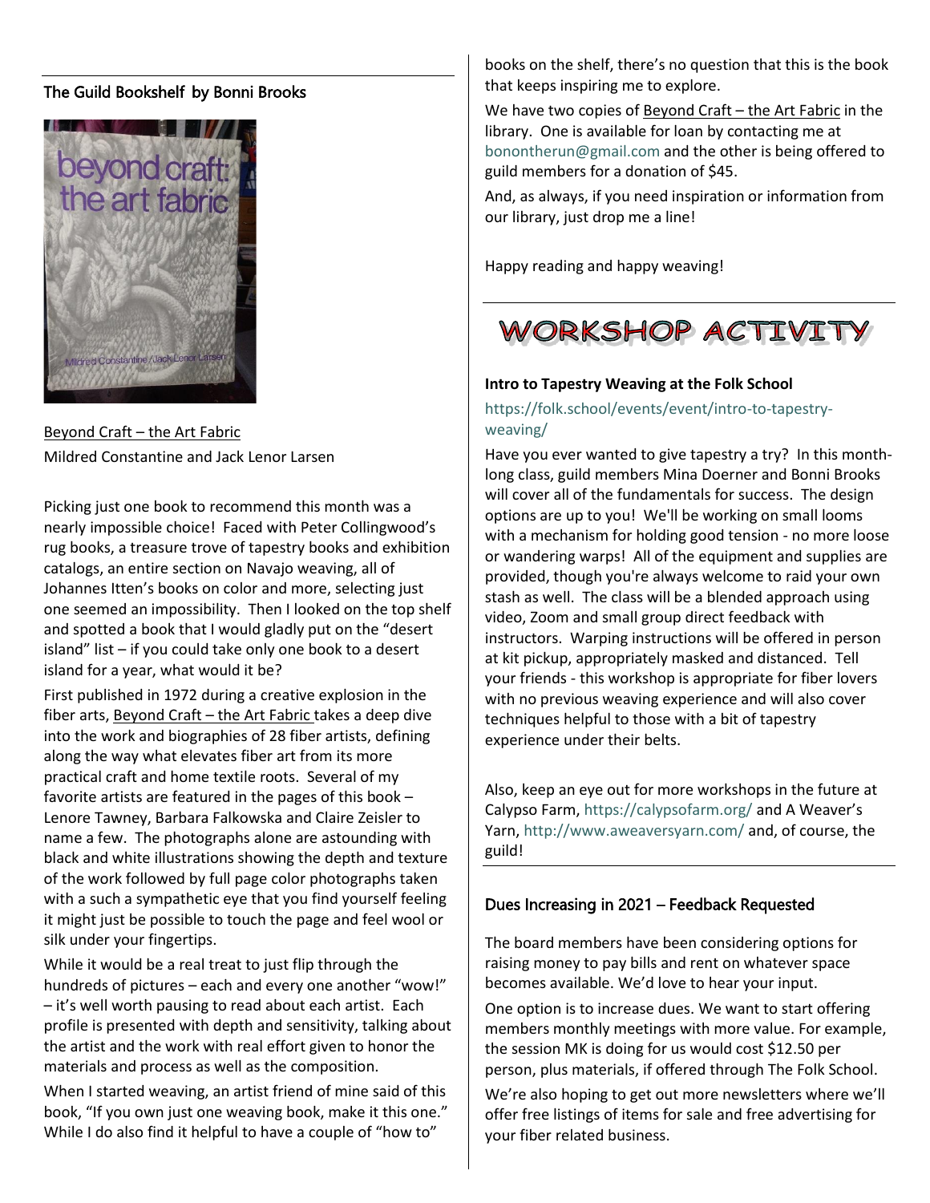## The Guild Bookshelf by Bonni Brooks

Beyond Craft – the Art Fabric
Mildred Constantine and Jack Lenor Larsen

Picking just one book to recommend this month was a nearly impossible choice! Faced with Peter Collingwood's rug books, a treasure trove of tapestry books and exhibition catalogs, an entire section on Navajo weaving, all of Johannes Itten's books on color and more, selecting just one seemed an impossibility. Then I looked on the top shelf and spotted a book that I would gladly put on the "desert island" list – if you could take only one book to a desert island for a year, what would it be?

First published in 1972 during a creative explosion in the fiber arts, Beyond Craft – the Art Fabric takes a deep dive into the work and biographies of 28 fiber artists, defining along the way what elevates fiber art from its more practical craft and home textile roots. Several of my favorite artists are featured in the pages of this book – Lenore Tawney, Barbara Falkowska and Claire Zeisler to name a few. The photographs alone are astounding with black and white illustrations showing the depth and texture of the work followed by full page color photographs taken with a such a sympathetic eye that you find yourself feeling it might just be possible to touch the page and feel wool or silk under your fingertips.

While it would be a real treat to just flip through the hundreds of pictures – each and every one another "wow!" – it's well worth pausing to read about each artist. Each profile is presented with depth and sensitivity, talking about the artist and the work with real effort given to honor the materials and process as well as the composition.

When I started weaving, an artist friend of mine said of this book, "If you own just one weaving book, make it this one." While I do also find it helpful to have a couple of "how to" books on the shelf, there's no question that this is the book that keeps inspiring me to explore.

We have two copies of Beyond Craft – the Art Fabric in the library. One is available for loan by contacting me at bonontherun@gmail.com and the other is being offered to guild members for a donation of $45.

And, as always, if you need inspiration or information from our library, just drop me a line!

Happy reading and happy weaving!

## WORKSHOP ACTIVITY

**Intro to Tapestry Weaving at the Folk School**

https://folk.school/events/event/intro-to-tapestry-weaving/

Have you ever wanted to give tapestry a try? In this month-long class, guild members Mina Doerner and Bonni Brooks will cover all of the fundamentals for success. The design options are up to you! We'll be working on small looms with a mechanism for holding good tension - no more loose or wandering warps! All of the equipment and supplies are provided, though you're always welcome to raid your own stash as well. The class will be a blended approach using video, Zoom and small group direct feedback with instructors. Warping instructions will be offered in person at kit pickup, appropriately masked and distanced. Tell your friends - this workshop is appropriate for fiber lovers with no previous weaving experience and will also cover techniques helpful to those with a bit of tapestry experience under their belts.

Also, keep an eye out for more workshops in the future at Calypso Farm, https://calypsofarm.org/ and A Weaver's Yarn, http://www.aweaversyarn.com/ and, of course, the guild!

## Dues Increasing in 2021 – Feedback Requested

The board members have been considering options for raising money to pay bills and rent on whatever space becomes available. We'd love to hear your input.

One option is to increase dues. We want to start offering members monthly meetings with more value. For example, the session MK is doing for us would cost $12.50 per person, plus materials, if offered through The Folk School.

We're also hoping to get out more newsletters where we'll offer free listings of items for sale and free advertising for your fiber related business.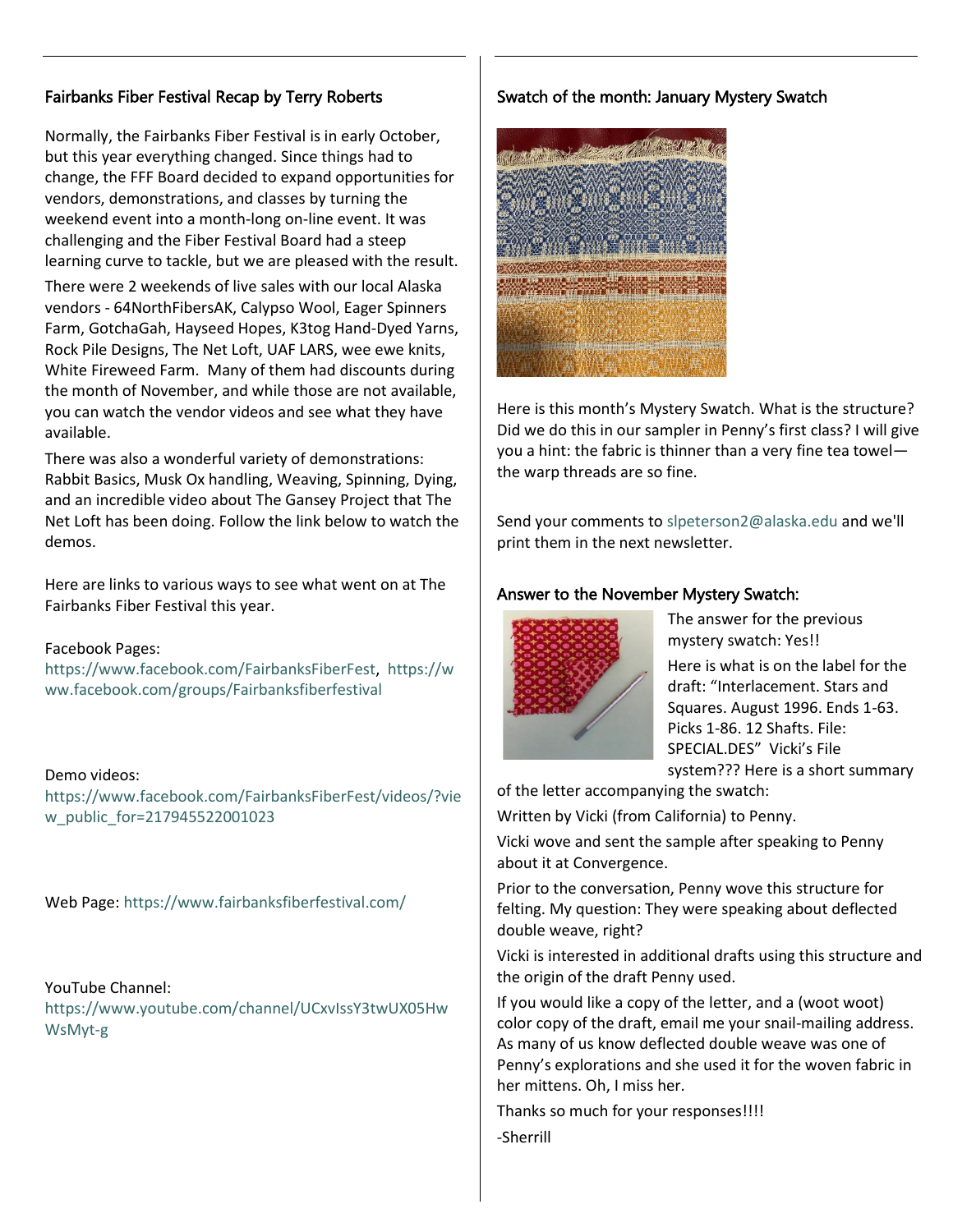## Fairbanks Fiber Festival Recap by Terry Roberts

Normally, the Fairbanks Fiber Festival is in early October, but this year everything changed. Since things had to change, the FFF Board decided to expand opportunities for vendors, demonstrations, and classes by turning the weekend event into a month-long on-line event. It was challenging and the Fiber Festival Board had a steep learning curve to tackle, but we are pleased with the result.

There were 2 weekends of live sales with our local Alaska vendors - 64NorthFibersAK, Calypso Wool, Eager Spinners Farm, GotchaGah, Hayseed Hopes, K3tog Hand-Dyed Yarns, Rock Pile Designs, The Net Loft, UAF LARS, wee ewe knits, White Fireweed Farm. Many of them had discounts during the month of November, and while those are not available, you can watch the vendor videos and see what they have available.

There was also a wonderful variety of demonstrations: Rabbit Basics, Musk Ox handling, Weaving, Spinning, Dying, and an incredible video about The Gansey Project that The Net Loft has been doing. Follow the link below to watch the demos.

Here are links to various ways to see what went on at The Fairbanks Fiber Festival this year.

Facebook Pages:
https://www.facebook.com/FairbanksFiberFest, https://www.facebook.com/groups/Fairbanksfiberfestival

Demo videos:
https://www.facebook.com/FairbanksFiberFest/videos/?view_public_for=217945522001023

Web Page: https://www.fairbanksfiberfestival.com/

YouTube Channel:
https://www.youtube.com/channel/UCxvIssY3twUX05HwWsMyt-g

## Swatch of the month: January Mystery Swatch

Here is this month's Mystery Swatch. What is the structure? Did we do this in our sampler in Penny's first class? I will give you a hint: the fabric is thinner than a very fine tea towel—the warp threads are so fine.

Send your comments to slpeterson2@alaska.edu and we'll print them in the next newsletter.

## Answer to the November Mystery Swatch:

The answer for the previous mystery swatch: Yes!!

Here is what is on the label for the draft: "Interlacement. Stars and Squares. August 1996. Ends 1-63. Picks 1-86. 12 Shafts. File: SPECIAL.DES" Vicki's File system??? Here is a short summary of the letter accompanying the swatch:

Written by Vicki (from California) to Penny.

Vicki wove and sent the sample after speaking to Penny about it at Convergence.

Prior to the conversation, Penny wove this structure for felting. My question: They were speaking about deflected double weave, right?

Vicki is interested in additional drafts using this structure and the origin of the draft Penny used.

If you would like a copy of the letter, and a (woot woot) color copy of the draft, email me your snail-mailing address. As many of us know deflected double weave was one of Penny's explorations and she used it for the woven fabric in her mittens. Oh, I miss her.

Thanks so much for your responses!!!!

-Sherrill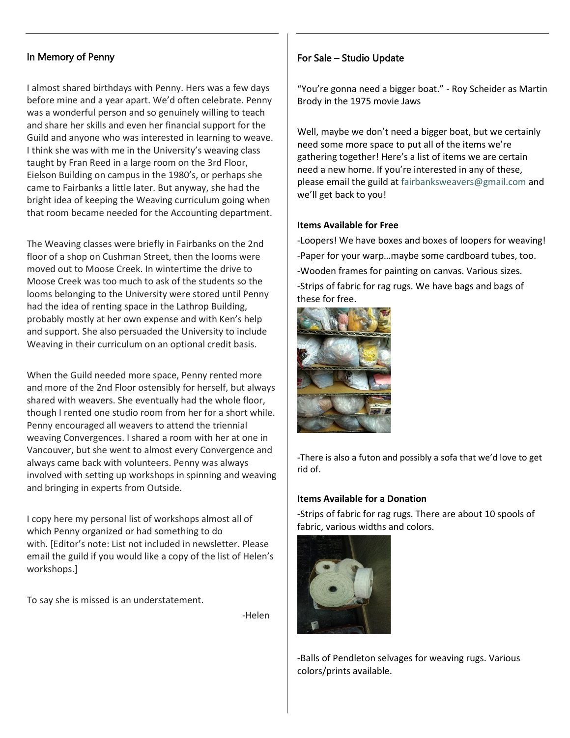## In Memory of Penny

I almost shared birthdays with Penny. Hers was a few days before mine and a year apart. We'd often celebrate. Penny was a wonderful person and so genuinely willing to teach and share her skills and even her financial support for the Guild and anyone who was interested in learning to weave. I think she was with me in the University's weaving class taught by Fran Reed in a large room on the 3rd Floor, Eielson Building on campus in the 1980's, or perhaps she came to Fairbanks a little later. But anyway, she had the bright idea of keeping the Weaving curriculum going when that room became needed for the Accounting department.

The Weaving classes were briefly in Fairbanks on the 2nd floor of a shop on Cushman Street, then the looms were moved out to Moose Creek. In wintertime the drive to Moose Creek was too much to ask of the students so the looms belonging to the University were stored until Penny had the idea of renting space in the Lathrop Building, probably mostly at her own expense and with Ken's help and support. She also persuaded the University to include Weaving in their curriculum on an optional credit basis.

When the Guild needed more space, Penny rented more and more of the 2nd Floor ostensibly for herself, but always shared with weavers. She eventually had the whole floor, though I rented one studio room from her for a short while. Penny encouraged all weavers to attend the triennial weaving Convergences. I shared a room with her at one in Vancouver, but she went to almost every Convergence and always came back with volunteers. Penny was always involved with setting up workshops in spinning and weaving and bringing in experts from Outside.

I copy here my personal list of workshops almost all of which Penny organized or had something to do with. [Editor's note: List not included in newsletter. Please email the guild if you would like a copy of the list of Helen's workshops.]

To say she is missed is an understatement.

-Helen

## For Sale – Studio Update

"You're gonna need a bigger boat." - Roy Scheider as Martin Brody in the 1975 movie Jaws

Well, maybe we don't need a bigger boat, but we certainly need some more space to put all of the items we're gathering together! Here's a list of items we are certain need a new home. If you're interested in any of these, please email the guild at fairbanksweavers@gmail.com and we'll get back to you!

**Items Available for Free**

-Loopers! We have boxes and boxes of loopers for weaving!

-Paper for your warp…maybe some cardboard tubes, too.

-Wooden frames for painting on canvas. Various sizes.

-Strips of fabric for rag rugs. We have bags and bags of these for free.

-There is also a futon and possibly a sofa that we'd love to get rid of.

**Items Available for a Donation**

-Strips of fabric for rag rugs. There are about 10 spools of fabric, various widths and colors.

-Balls of Pendleton selvages for weaving rugs. Various colors/prints available.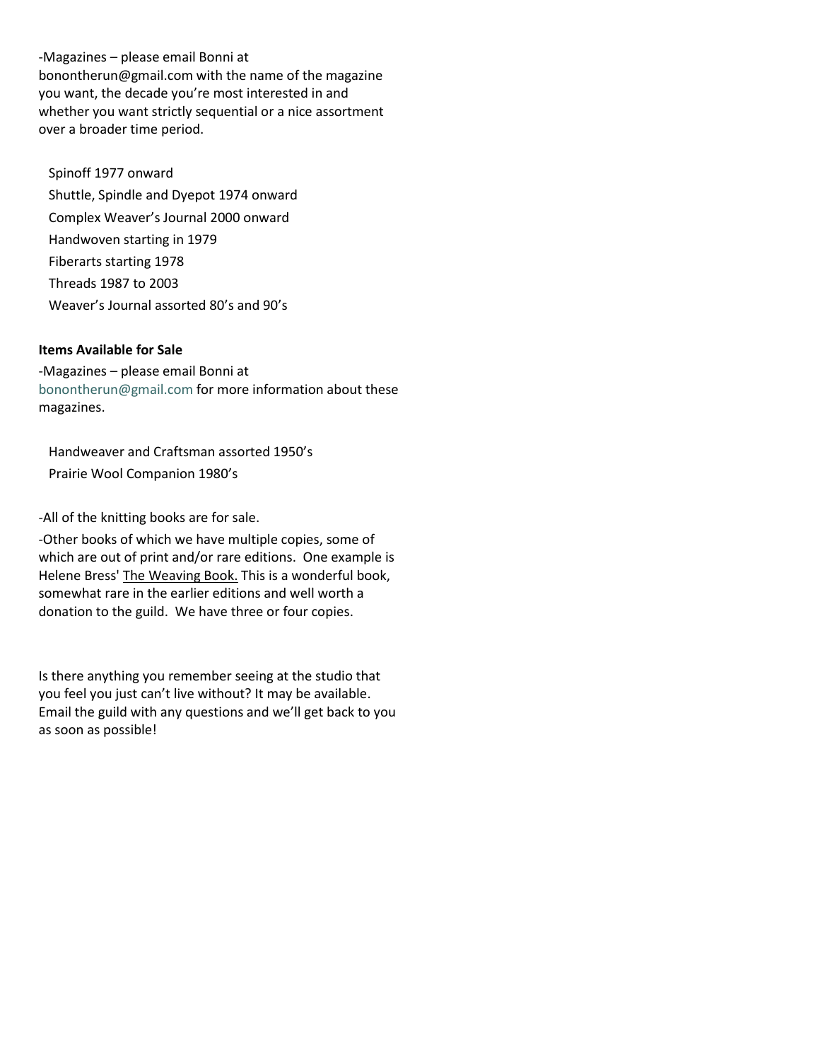-Magazines – please email Bonni at bonontherun@gmail.com with the name of the magazine you want, the decade you're most interested in and whether you want strictly sequential or a nice assortment over a broader time period.

Spinoff 1977 onward
Shuttle, Spindle and Dyepot 1974 onward
Complex Weaver's Journal 2000 onward
Handwoven starting in 1979
Fiberarts starting 1978
Threads 1987 to 2003
Weaver's Journal assorted 80's and 90's

**Items Available for Sale**

-Magazines – please email Bonni at bonontherun@gmail.com for more information about these magazines.

Handweaver and Craftsman assorted 1950's
Prairie Wool Companion 1980's

-All of the knitting books are for sale.

-Other books of which we have multiple copies, some of which are out of print and/or rare editions. One example is Helene Bress' The Weaving Book. This is a wonderful book, somewhat rare in the earlier editions and well worth a donation to the guild. We have three or four copies.

Is there anything you remember seeing at the studio that you feel you just can't live without? It may be available. Email the guild with any questions and we'll get back to you as soon as possible!